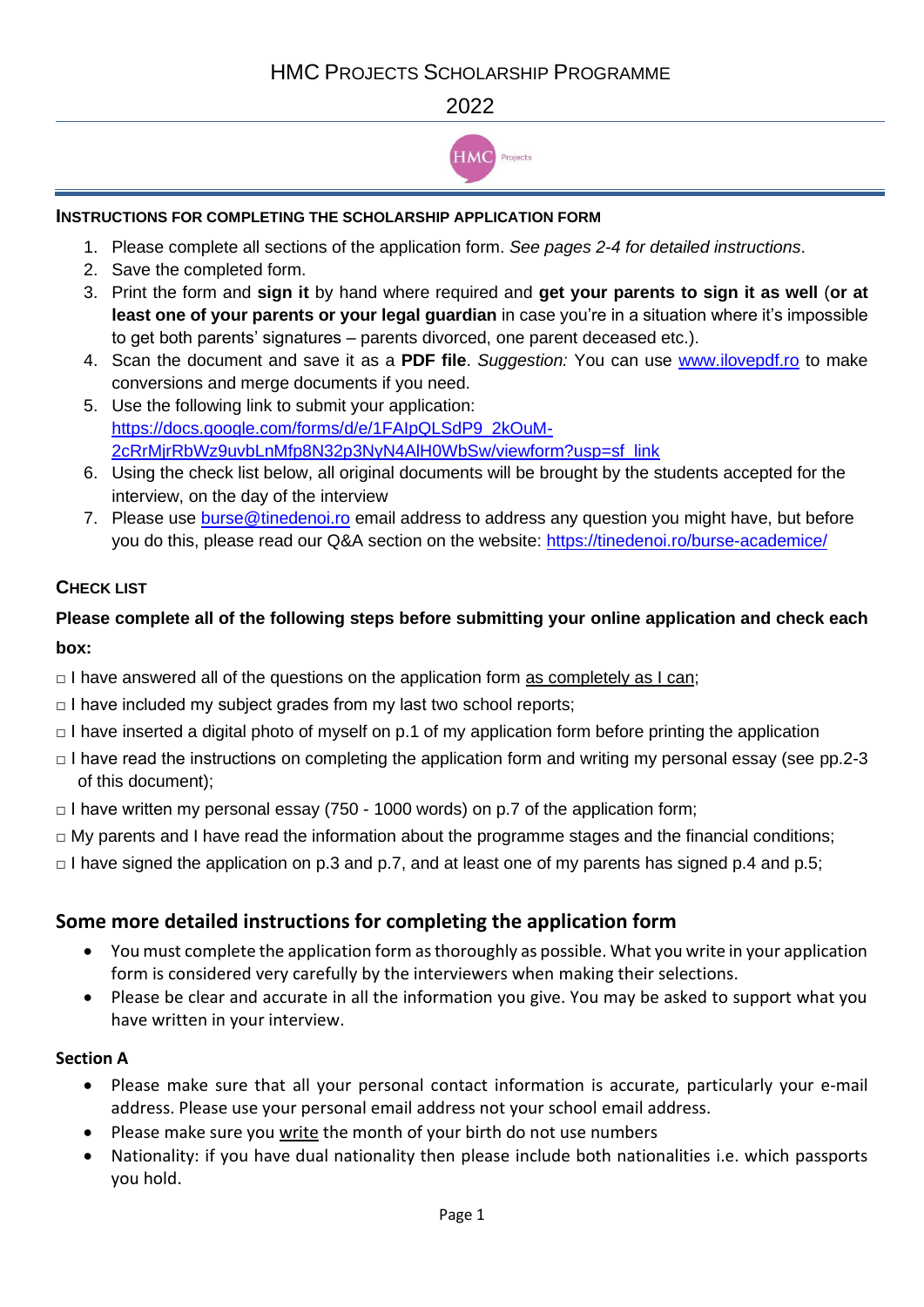# HMC Projects Scholarship Programme

## 2022

### INSTRUCTIONS FOR COMPLETING THE SCHOLARSHIP APPLICATION FORM

1. Please complete all sections of the application form. *See pages 2-4 for detailed instructions*.
2. Save the completed form.
3. Print the form and **sign it** by hand where required and **get your parents to sign it as well** (**or at least one of your parents or your legal guardian** in case you're in a situation where it's impossible to get both parents' signatures – parents divorced, one parent deceased etc.).
4. Scan the document and save it as a **PDF file**. *Suggestion:* You can use www.ilovepdf.ro to make conversions and merge documents if you need.
5. Use the following link to submit your application: https://docs.google.com/forms/d/e/1FAIpQLSdP9_2kOuM-2cRrMjrRbWz9uvbLnMfp8N32p3NyN4AlH0WbSw/viewform?usp=sf_link
6. Using the check list below, all original documents will be brought by the students accepted for the interview, on the day of the interview
7. Please use burse@tinedenoi.ro email address to address any question you might have, but before you do this, please read our Q&A section on the website: https://tinedenoi.ro/burse-academice/

### CHECK LIST

**Please complete all of the following steps before submitting your online application and check each box:**

- □ I have answered all of the questions on the application form as completely as I can;
- □ I have included my subject grades from my last two school reports;
- □ I have inserted a digital photo of myself on p.1 of my application form before printing the application
- □ I have read the instructions on completing the application form and writing my personal essay (see pp.2-3 of this document);
- □ I have written my personal essay (750 - 1000 words) on p.7 of the application form;
- □ My parents and I have read the information about the programme stages and the financial conditions;
- □ I have signed the application on p.3 and p.7, and at least one of my parents has signed p.4 and p.5;

## Some more detailed instructions for completing the application form

- You must complete the application form as thoroughly as possible. What you write in your application form is considered very carefully by the interviewers when making their selections.
- Please be clear and accurate in all the information you give. You may be asked to support what you have written in your interview.

### Section A

- Please make sure that all your personal contact information is accurate, particularly your e-mail address. Please use your personal email address not your school email address.
- Please make sure you write the month of your birth do not use numbers
- Nationality: if you have dual nationality then please include both nationalities i.e. which passports you hold.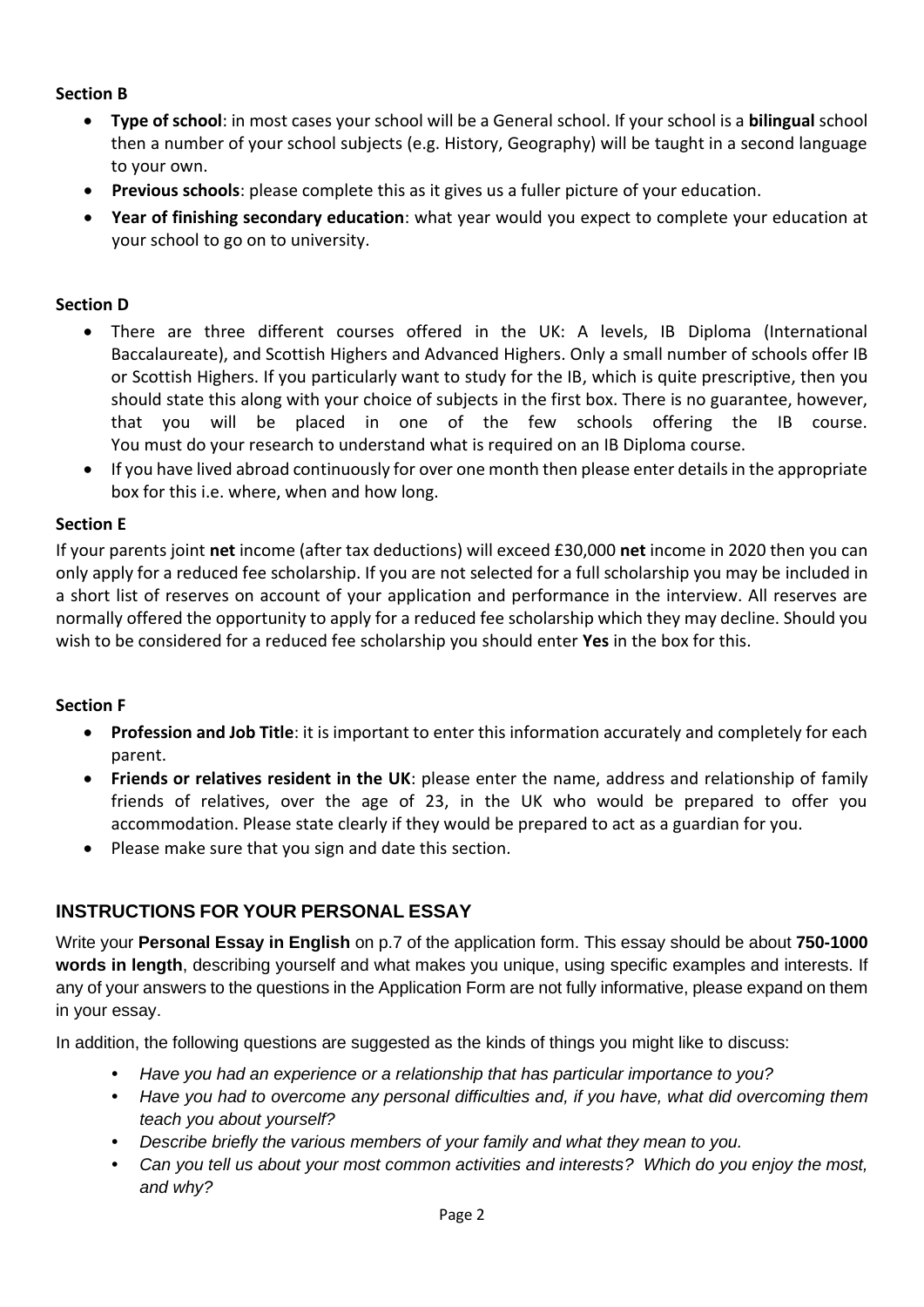**Section B**

- **Type of school**: in most cases your school will be a General school. If your school is a **bilingual** school then a number of your school subjects (e.g. History, Geography) will be taught in a second language to your own.
- **Previous schools**: please complete this as it gives us a fuller picture of your education.
- **Year of finishing secondary education**: what year would you expect to complete your education at your school to go on to university.

**Section D**

- There are three different courses offered in the UK: A levels, IB Diploma (International Baccalaureate), and Scottish Highers and Advanced Highers. Only a small number of schools offer IB or Scottish Highers. If you particularly want to study for the IB, which is quite prescriptive, then you should state this along with your choice of subjects in the first box. There is no guarantee, however, that you will be placed in one of the few schools offering the IB course. You must do your research to understand what is required on an IB Diploma course.
- If you have lived abroad continuously for over one month then please enter details in the appropriate box for this i.e. where, when and how long.

**Section E**

If your parents joint **net** income (after tax deductions) will exceed £30,000 **net** income in 2020 then you can only apply for a reduced fee scholarship. If you are not selected for a full scholarship you may be included in a short list of reserves on account of your application and performance in the interview. All reserves are normally offered the opportunity to apply for a reduced fee scholarship which they may decline. Should you wish to be considered for a reduced fee scholarship you should enter **Yes** in the box for this.

**Section F**

- **Profession and Job Title**: it is important to enter this information accurately and completely for each parent.
- **Friends or relatives resident in the UK**: please enter the name, address and relationship of family friends of relatives, over the age of 23, in the UK who would be prepared to offer you accommodation. Please state clearly if they would be prepared to act as a guardian for you.
- Please make sure that you sign and date this section.

## INSTRUCTIONS FOR YOUR PERSONAL ESSAY

Write your **Personal Essay in English** on p.7 of the application form. This essay should be about **750-1000 words in length**, describing yourself and what makes you unique, using specific examples and interests. If any of your answers to the questions in the Application Form are not fully informative, please expand on them in your essay.

In addition, the following questions are suggested as the kinds of things you might like to discuss:

- *Have you had an experience or a relationship that has particular importance to you?*
- *Have you had to overcome any personal difficulties and, if you have, what did overcoming them teach you about yourself?*
- *Describe briefly the various members of your family and what they mean to you.*
- *Can you tell us about your most common activities and interests? Which do you enjoy the most, and why?*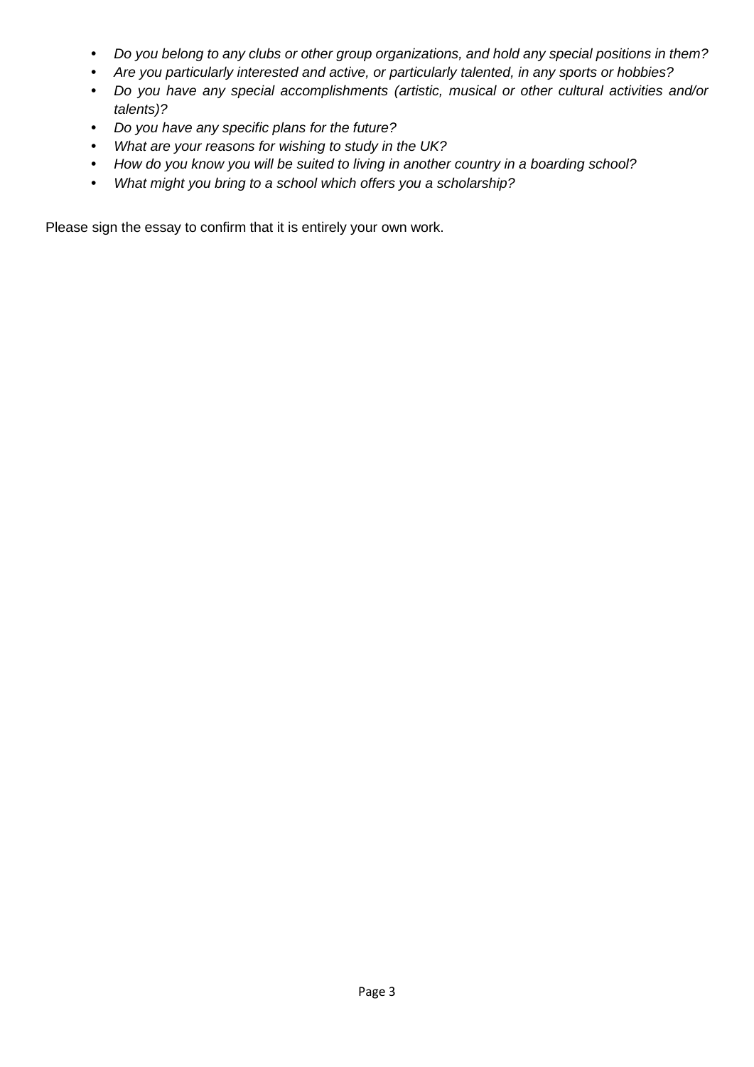- *Do you belong to any clubs or other group organizations, and hold any special positions in them?*
- *Are you particularly interested and active, or particularly talented, in any sports or hobbies?*
- *Do you have any special accomplishments (artistic, musical or other cultural activities and/or talents)?*
- *Do you have any specific plans for the future?*
- *What are your reasons for wishing to study in the UK?*
- *How do you know you will be suited to living in another country in a boarding school?*
- *What might you bring to a school which offers you a scholarship?*

Please sign the essay to confirm that it is entirely your own work.